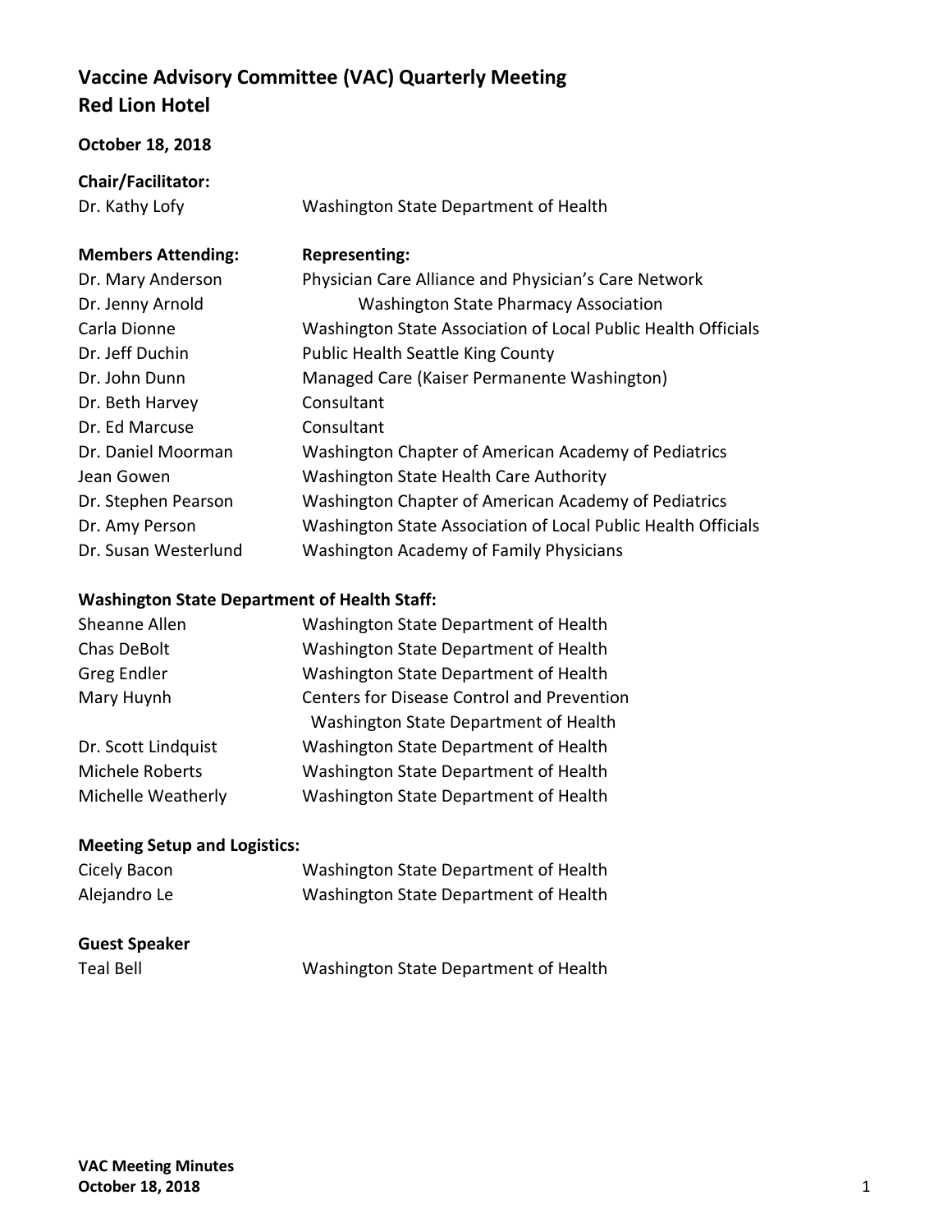# Vaccine Advisory Committee (VAC) Quarterly Meeting
# Red Lion Hotel

**October 18, 2018**

**Chair/Facilitator:**

| | |
|---|---|
| Dr. Kathy Lofy | Washington State Department of Health |

| **Members Attending:** | **Representing:** |
|---|---|
| Dr. Mary Anderson | Physician Care Alliance and Physician's Care Network |
| Dr. Jenny Arnold | Washington State Pharmacy Association |
| Carla Dionne | Washington State Association of Local Public Health Officials |
| Dr. Jeff Duchin | Public Health Seattle King County |
| Dr. John Dunn | Managed Care (Kaiser Permanente Washington) |
| Dr. Beth Harvey | Consultant |
| Dr. Ed Marcuse | Consultant |
| Dr. Daniel Moorman | Washington Chapter of American Academy of Pediatrics |
| Jean Gowen | Washington State Health Care Authority |
| Dr. Stephen Pearson | Washington Chapter of American Academy of Pediatrics |
| Dr. Amy Person | Washington State Association of Local Public Health Officials |
| Dr. Susan Westerlund | Washington Academy of Family Physicians |

**Washington State Department of Health Staff:**

| | |
|---|---|
| Sheanne Allen | Washington State Department of Health |
| Chas DeBolt | Washington State Department of Health |
| Greg Endler | Washington State Department of Health |
| Mary Huynh | Centers for Disease Control and Prevention<br>Washington State Department of Health |
| Dr. Scott Lindquist | Washington State Department of Health |
| Michele Roberts | Washington State Department of Health |
| Michelle Weatherly | Washington State Department of Health |

**Meeting Setup and Logistics:**

| | |
|---|---|
| Cicely Bacon | Washington State Department of Health |
| Alejandro Le | Washington State Department of Health |

**Guest Speaker**

| | |
|---|---|
| Teal Bell | Washington State Department of Health |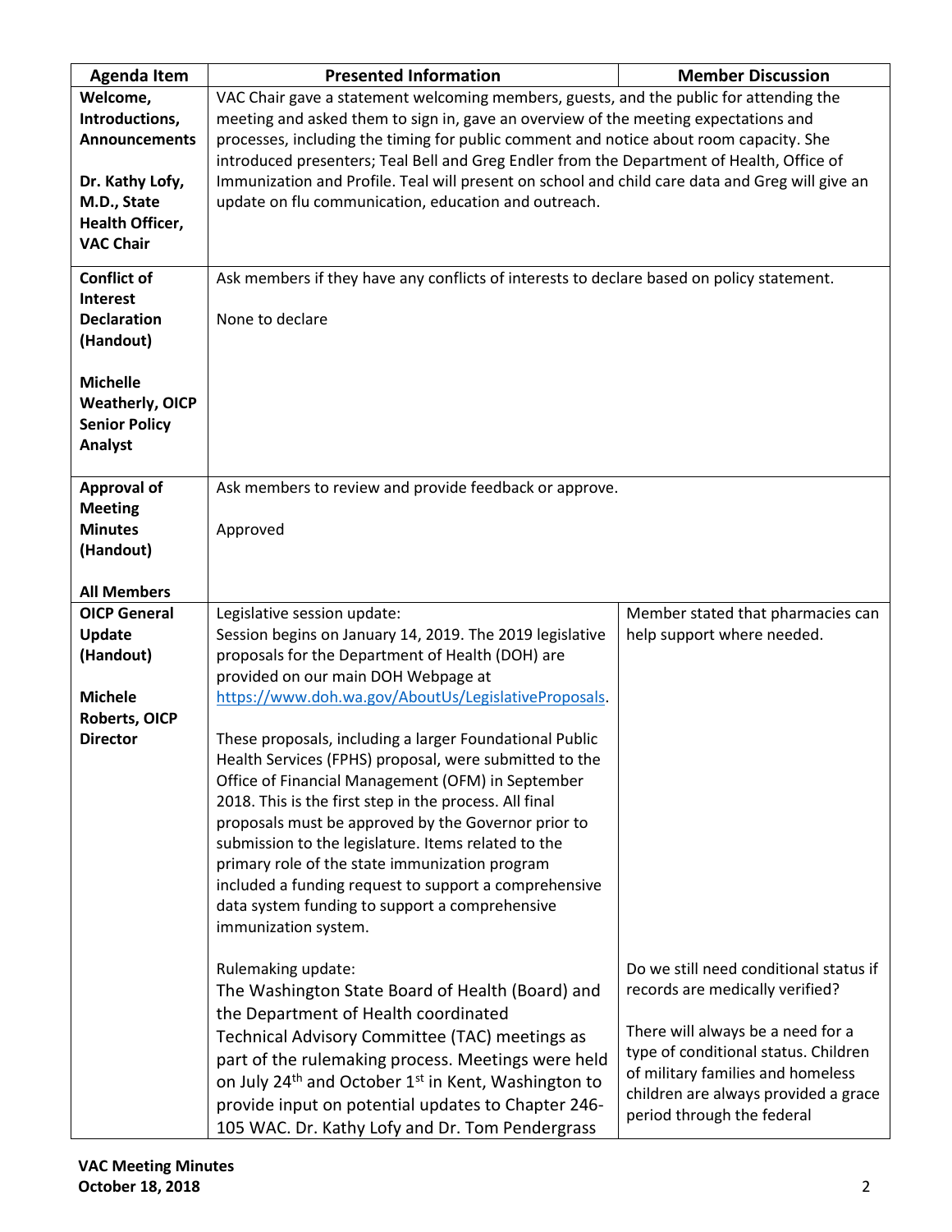| Agenda Item | Presented Information | Member Discussion |
|---|---|---|
| **Welcome, Introductions, Announcements**<br><br>**Dr. Kathy Lofy, M.D., State Health Officer, VAC Chair** | VAC Chair gave a statement welcoming members, guests, and the public for attending the meeting and asked them to sign in, gave an overview of the meeting expectations and processes, including the timing for public comment and notice about room capacity. She introduced presenters; Teal Bell and Greg Endler from the Department of Health, Office of Immunization and Profile. Teal will present on school and child care data and Greg will give an update on flu communication, education and outreach. | |
| **Conflict of Interest Declaration (Handout)**<br><br>**Michelle Weatherly, OICP Senior Policy Analyst** | Ask members if they have any conflicts of interests to declare based on policy statement.<br><br>None to declare | |
| **Approval of Meeting Minutes (Handout)**<br><br>**All Members** | Ask members to review and provide feedback or approve.<br><br>Approved | |
| **OICP General Update (Handout)**<br><br>**Michele Roberts, OICP Director** | Legislative session update:<br>Session begins on January 14, 2019. The 2019 legislative proposals for the Department of Health (DOH) are provided on our main DOH Webpage at https://www.doh.wa.gov/AboutUs/LegislativeProposals.<br><br>These proposals, including a larger Foundational Public Health Services (FPHS) proposal, were submitted to the Office of Financial Management (OFM) in September 2018. This is the first step in the process. All final proposals must be approved by the Governor prior to submission to the legislature. Items related to the primary role of the state immunization program included a funding request to support a comprehensive data system funding to support a comprehensive immunization system. | Member stated that pharmacies can help support where needed. |
| | Rulemaking update:<br>The Washington State Board of Health (Board) and the Department of Health coordinated Technical Advisory Committee (TAC) meetings as part of the rulemaking process. Meetings were held on July 24th and October 1st in Kent, Washington to provide input on potential updates to Chapter 246-105 WAC. Dr. Kathy Lofy and Dr. Tom Pendergrass | Do we still need conditional status if records are medically verified?<br><br>There will always be a need for a type of conditional status. Children of military families and homeless children are always provided a grace period through the federal |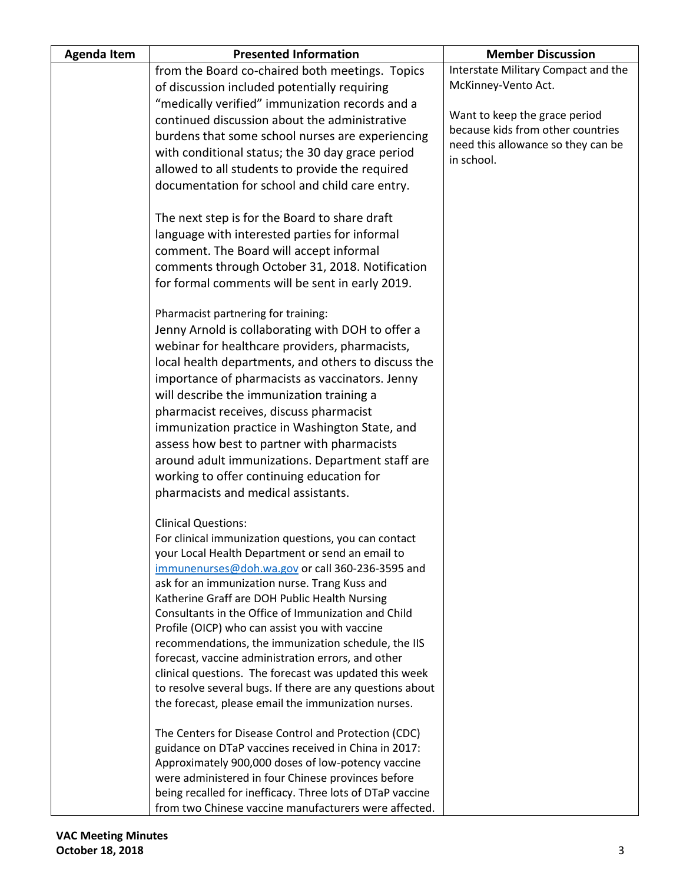| Agenda Item | Presented Information | Member Discussion |
|---|---|---|
| | from the Board co-chaired both meetings. Topics of discussion included potentially requiring "medically verified" immunization records and a continued discussion about the administrative burdens that some school nurses are experiencing with conditional status; the 30 day grace period allowed to all students to provide the required documentation for school and child care entry.<br><br>The next step is for the Board to share draft language with interested parties for informal comment. The Board will accept informal comments through October 31, 2018. Notification for formal comments will be sent in early 2019.<br><br>Pharmacist partnering for training:<br>Jenny Arnold is collaborating with DOH to offer a webinar for healthcare providers, pharmacists, local health departments, and others to discuss the importance of pharmacists as vaccinators. Jenny will describe the immunization training a pharmacist receives, discuss pharmacist immunization practice in Washington State, and assess how best to partner with pharmacists around adult immunizations. Department staff are working to offer continuing education for pharmacists and medical assistants.<br><br>Clinical Questions:<br>For clinical immunization questions, you can contact your Local Health Department or send an email to immunenurses@doh.wa.gov or call 360-236-3595 and ask for an immunization nurse. Trang Kuss and Katherine Graff are DOH Public Health Nursing Consultants in the Office of Immunization and Child Profile (OICP) who can assist you with vaccine recommendations, the immunization schedule, the IIS forecast, vaccine administration errors, and other clinical questions. The forecast was updated this week to resolve several bugs. If there are any questions about the forecast, please email the immunization nurses.<br><br>The Centers for Disease Control and Protection (CDC) guidance on DTaP vaccines received in China in 2017: Approximately 900,000 doses of low-potency vaccine were administered in four Chinese provinces before being recalled for inefficacy. Three lots of DTaP vaccine from two Chinese vaccine manufacturers were affected. | Interstate Military Compact and the McKinney-Vento Act.<br><br>Want to keep the grace period because kids from other countries need this allowance so they can be in school. |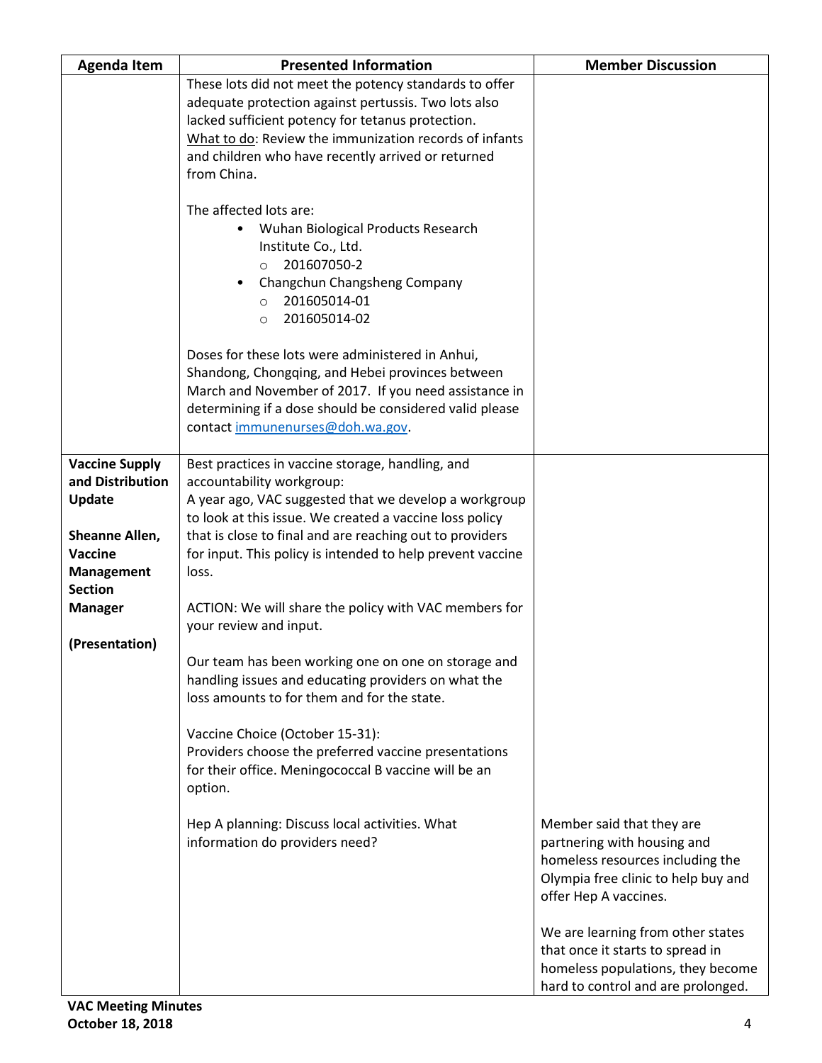| Agenda Item | Presented Information | Member Discussion |
|---|---|---|
| | These lots did not meet the potency standards to offer adequate protection against pertussis. Two lots also lacked sufficient potency for tetanus protection.<br>What to do: Review the immunization records of infants and children who have recently arrived or returned from China.<br><br>The affected lots are:<br>• Wuhan Biological Products Research Institute Co., Ltd.<br>  ○ 201607050-2<br>• Changchun Changsheng Company<br>  ○ 201605014-01<br>  ○ 201605014-02<br><br>Doses for these lots were administered in Anhui, Shandong, Chongqing, and Hebei provinces between March and November of 2017. If you need assistance in determining if a dose should be considered valid please contact immunenurses@doh.wa.gov. | |
| **Vaccine Supply and Distribution Update**<br><br>**Sheanne Allen, Vaccine Management Section Manager**<br><br>**(Presentation)** | Best practices in vaccine storage, handling, and accountability workgroup:<br>A year ago, VAC suggested that we develop a workgroup to look at this issue. We created a vaccine loss policy that is close to final and are reaching out to providers for input. This policy is intended to help prevent vaccine loss.<br><br>ACTION: We will share the policy with VAC members for your review and input.<br><br>Our team has been working one on one on storage and handling issues and educating providers on what the loss amounts to for them and for the state.<br><br>Vaccine Choice (October 15-31):<br>Providers choose the preferred vaccine presentations for their office. Meningococcal B vaccine will be an option.<br><br>Hep A planning: Discuss local activities. What information do providers need? | Member said that they are partnering with housing and homeless resources including the Olympia free clinic to help buy and offer Hep A vaccines.<br><br>We are learning from other states that once it starts to spread in homeless populations, they become hard to control and are prolonged. |

**VAC Meeting Minutes**
**October 18, 2018**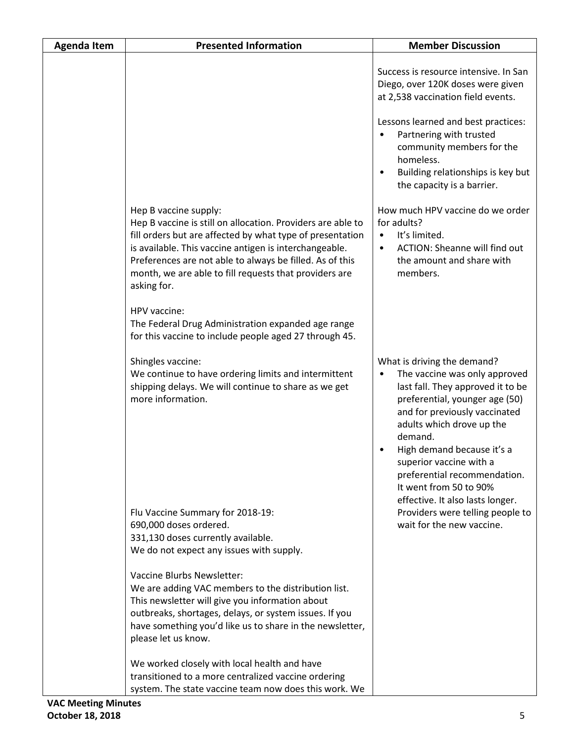| Agenda Item | Presented Information | Member Discussion |
|---|---|---|
| | | Success is resource intensive. In San Diego, over 120K doses were given at 2,538 vaccination field events.<br><br>Lessons learned and best practices:<br>• Partnering with trusted community members for the homeless.<br>• Building relationships is key but the capacity is a barrier. |
| | Hep B vaccine supply:<br>Hep B vaccine is still on allocation. Providers are able to fill orders but are affected by what type of presentation is available. This vaccine antigen is interchangeable. Preferences are not able to always be filled. As of this month, we are able to fill requests that providers are asking for.<br><br>HPV vaccine:<br>The Federal Drug Administration expanded age range for this vaccine to include people aged 27 through 45. | How much HPV vaccine do we order for adults?<br>• It's limited.<br>• ACTION: Sheanne will find out the amount and share with members. |
| | Shingles vaccine:<br>We continue to have ordering limits and intermittent shipping delays. We will continue to share as we get more information. | What is driving the demand?<br>• The vaccine was only approved last fall. They approved it to be preferential, younger age (50) and for previously vaccinated adults which drove up the demand.<br>• High demand because it's a superior vaccine with a preferential recommendation. It went from 50 to 90% effective. It also lasts longer. Providers were telling people to wait for the new vaccine. |
| | Flu Vaccine Summary for 2018-19:<br>690,000 doses ordered.<br>331,130 doses currently available.<br>We do not expect any issues with supply.<br><br>Vaccine Blurbs Newsletter:<br>We are adding VAC members to the distribution list. This newsletter will give you information about outbreaks, shortages, delays, or system issues. If you have something you'd like us to share in the newsletter, please let us know.<br><br>We worked closely with local health and have transitioned to a more centralized vaccine ordering system. The state vaccine team now does this work. We | |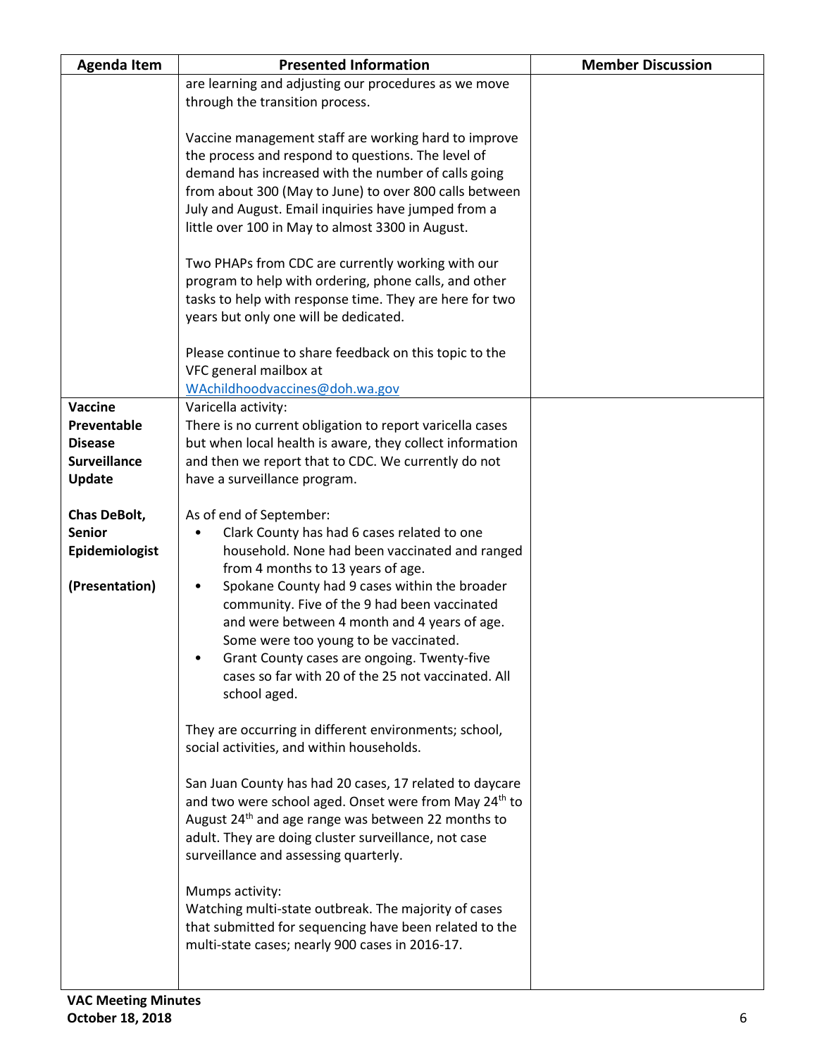| Agenda Item | Presented Information | Member Discussion |
|---|---|---|
| | are learning and adjusting our procedures as we move through the transition process.<br><br>Vaccine management staff are working hard to improve the process and respond to questions. The level of demand has increased with the number of calls going from about 300 (May to June) to over 800 calls between July and August. Email inquiries have jumped from a little over 100 in May to almost 3300 in August.<br><br>Two PHAPs from CDC are currently working with our program to help with ordering, phone calls, and other tasks to help with response time. They are here for two years but only one will be dedicated.<br><br>Please continue to share feedback on this topic to the VFC general mailbox at [WAchildhoodvaccines@doh.wa.gov](mailto:WAchildhoodvaccines@doh.wa.gov) | |
| **Vaccine Preventable Disease Surveillance Update**<br><br>**Chas DeBolt, Senior Epidemiologist**<br><br>**(Presentation)** | Varicella activity:<br>There is no current obligation to report varicella cases but when local health is aware, they collect information and then we report that to CDC. We currently do not have a surveillance program.<br><br>As of end of September:<br>• Clark County has had 6 cases related to one household. None had been vaccinated and ranged from 4 months to 13 years of age.<br>• Spokane County had 9 cases within the broader community. Five of the 9 had been vaccinated and were between 4 month and 4 years of age. Some were too young to be vaccinated.<br>• Grant County cases are ongoing. Twenty-five cases so far with 20 of the 25 not vaccinated. All school aged.<br><br>They are occurring in different environments; school, social activities, and within households.<br><br>San Juan County has had 20 cases, 17 related to daycare and two were school aged. Onset were from May 24th to August 24th and age range was between 22 months to adult. They are doing cluster surveillance, not case surveillance and assessing quarterly.<br><br>Mumps activity:<br>Watching multi-state outbreak. The majority of cases that submitted for sequencing have been related to the multi-state cases; nearly 900 cases in 2016-17. | |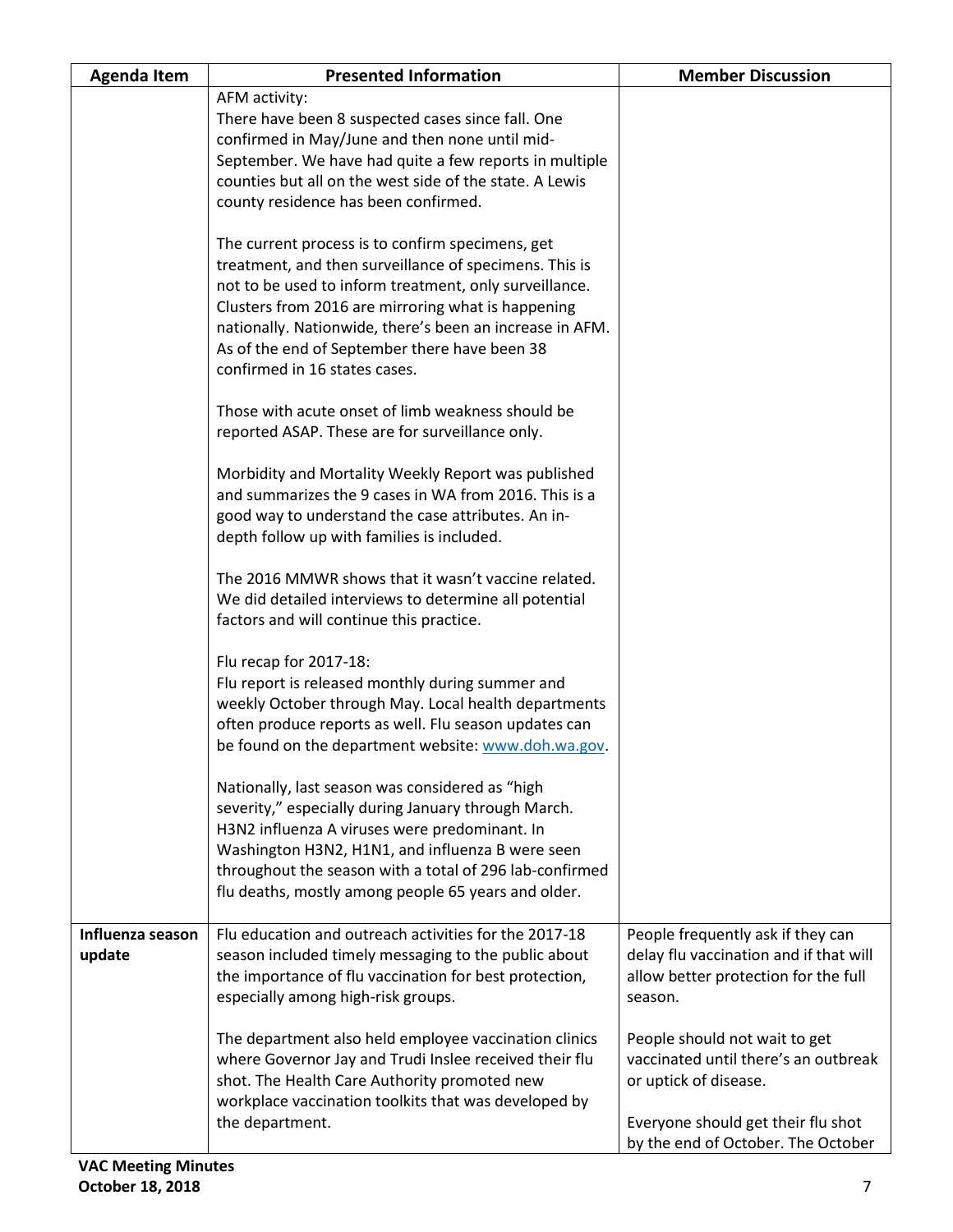| Agenda Item | Presented Information | Member Discussion |
|---|---|---|
| | AFM activity:<br>There have been 8 suspected cases since fall. One confirmed in May/June and then none until mid-September. We have had quite a few reports in multiple counties but all on the west side of the state. A Lewis county residence has been confirmed.<br><br>The current process is to confirm specimens, get treatment, and then surveillance of specimens. This is not to be used to inform treatment, only surveillance. Clusters from 2016 are mirroring what is happening nationally. Nationwide, there's been an increase in AFM. As of the end of September there have been 38 confirmed in 16 states cases.<br><br>Those with acute onset of limb weakness should be reported ASAP. These are for surveillance only.<br><br>Morbidity and Mortality Weekly Report was published and summarizes the 9 cases in WA from 2016. This is a good way to understand the case attributes. An in-depth follow up with families is included.<br><br>The 2016 MMWR shows that it wasn't vaccine related. We did detailed interviews to determine all potential factors and will continue this practice.<br><br>Flu recap for 2017-18:<br>Flu report is released monthly during summer and weekly October through May. Local health departments often produce reports as well. Flu season updates can be found on the department website: [www.doh.wa.gov](http://www.doh.wa.gov).<br><br>Nationally, last season was considered as "high severity," especially during January through March. H3N2 influenza A viruses were predominant. In Washington H3N2, H1N1, and influenza B were seen throughout the season with a total of 296 lab-confirmed flu deaths, mostly among people 65 years and older. | |
| **Influenza season update** | Flu education and outreach activities for the 2017-18 season included timely messaging to the public about the importance of flu vaccination for best protection, especially among high-risk groups.<br><br>The department also held employee vaccination clinics where Governor Jay and Trudi Inslee received their flu shot. The Health Care Authority promoted new workplace vaccination toolkits that was developed by the department. | People frequently ask if they can delay flu vaccination and if that will allow better protection for the full season.<br><br>People should not wait to get vaccinated until there's an outbreak or uptick of disease.<br><br>Everyone should get their flu shot by the end of October. The October |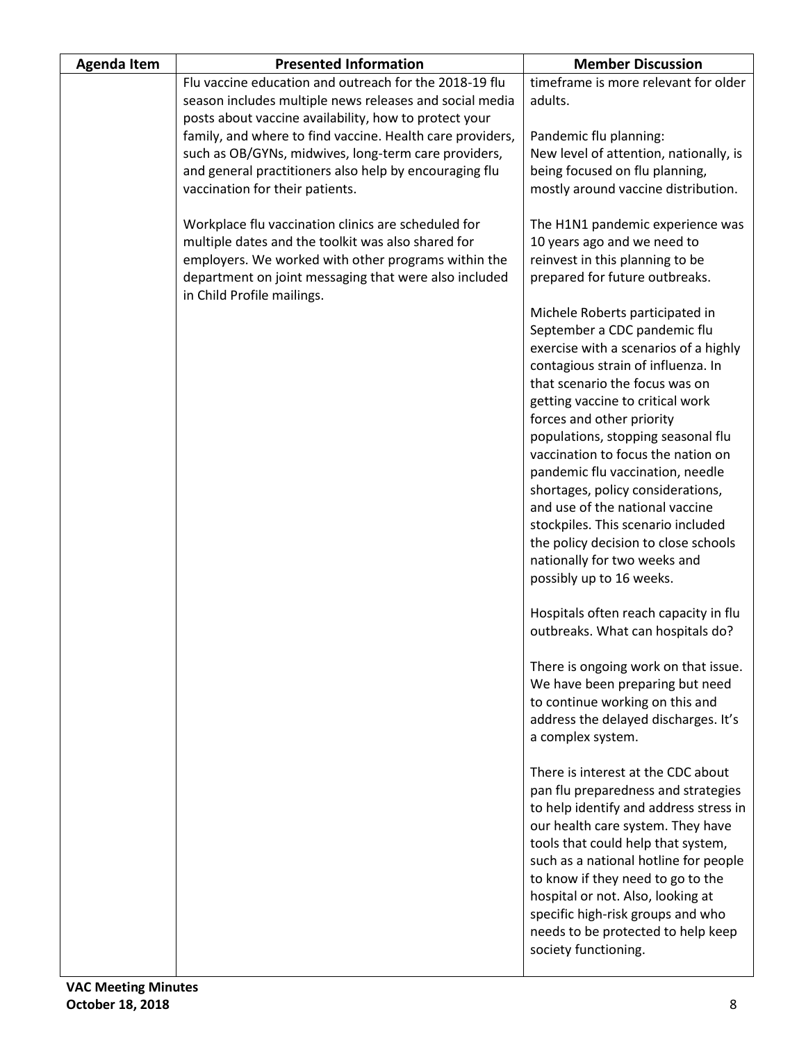| Agenda Item | Presented Information | Member Discussion |
|---|---|---|
| | Flu vaccine education and outreach for the 2018-19 flu season includes multiple news releases and social media posts about vaccine availability, how to protect your family, and where to find vaccine. Health care providers, such as OB/GYNs, midwives, long-term care providers, and general practitioners also help by encouraging flu vaccination for their patients.<br><br>Workplace flu vaccination clinics are scheduled for multiple dates and the toolkit was also shared for employers. We worked with other programs within the department on joint messaging that were also included in Child Profile mailings. | timeframe is more relevant for older adults.<br><br>Pandemic flu planning:<br>New level of attention, nationally, is being focused on flu planning, mostly around vaccine distribution.<br><br>The H1N1 pandemic experience was 10 years ago and we need to reinvest in this planning to be prepared for future outbreaks.<br><br>Michele Roberts participated in September a CDC pandemic flu exercise with a scenarios of a highly contagious strain of influenza. In that scenario the focus was on getting vaccine to critical work forces and other priority populations, stopping seasonal flu vaccination to focus the nation on pandemic flu vaccination, needle shortages, policy considerations, and use of the national vaccine stockpiles. This scenario included the policy decision to close schools nationally for two weeks and possibly up to 16 weeks.<br><br>Hospitals often reach capacity in flu outbreaks. What can hospitals do?<br><br>There is ongoing work on that issue. We have been preparing but need to continue working on this and address the delayed discharges. It's a complex system.<br><br>There is interest at the CDC about pan flu preparedness and strategies to help identify and address stress in our health care system. They have tools that could help that system, such as a national hotline for people to know if they need to go to the hospital or not. Also, looking at specific high-risk groups and who needs to be protected to help keep society functioning. |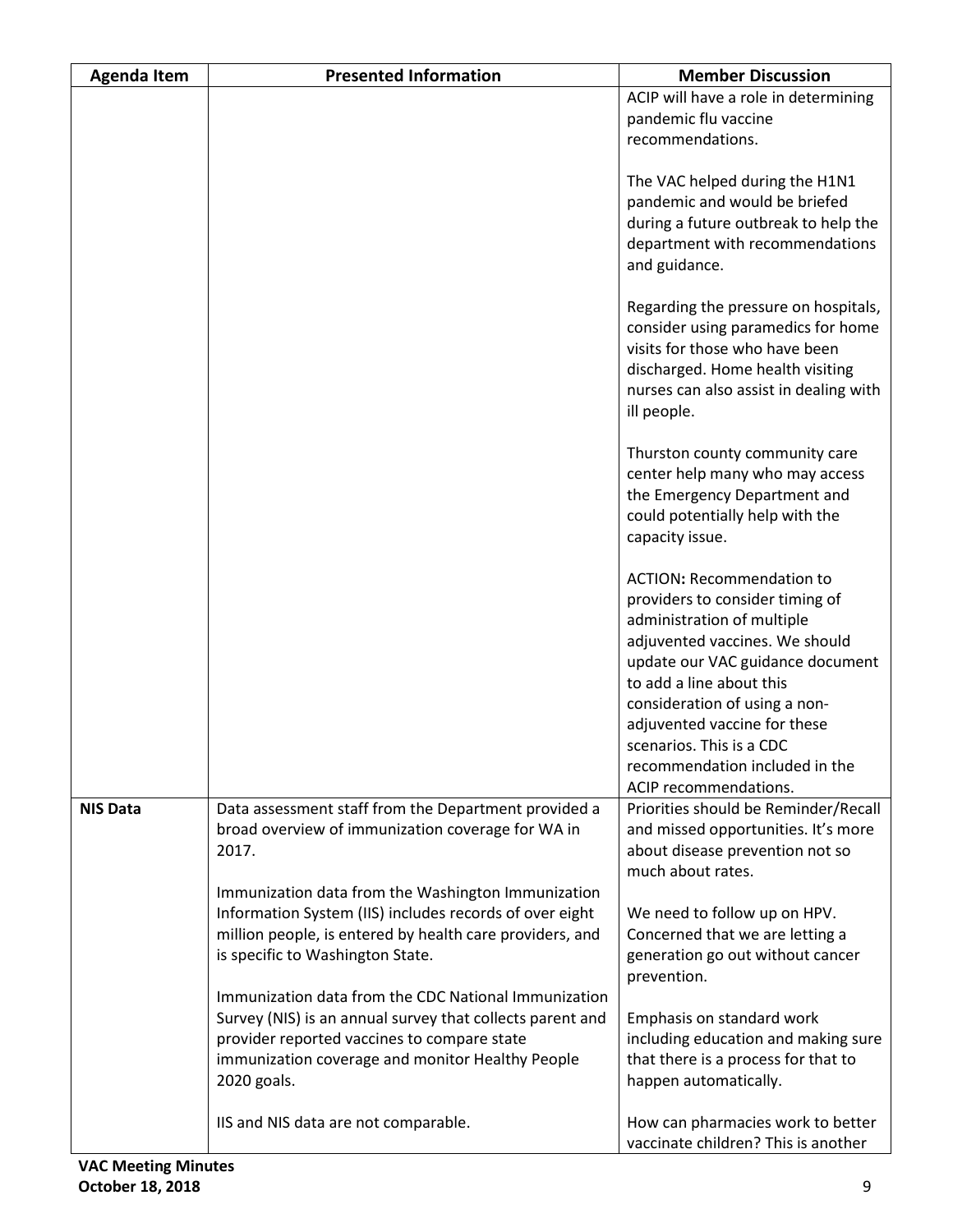| Agenda Item | Presented Information | Member Discussion |
|---|---|---|
| | | ACIP will have a role in determining pandemic flu vaccine recommendations.<br><br>The VAC helped during the H1N1 pandemic and would be briefed during a future outbreak to help the department with recommendations and guidance.<br><br>Regarding the pressure on hospitals, consider using paramedics for home visits for those who have been discharged. Home health visiting nurses can also assist in dealing with ill people.<br><br>Thurston county community care center help many who may access the Emergency Department and could potentially help with the capacity issue.<br><br>**ACTION:** Recommendation to providers to consider timing of administration of multiple adjuvented vaccines. We should update our VAC guidance document to add a line about this consideration of using a non-adjuvented vaccine for these scenarios. This is a CDC recommendation included in the ACIP recommendations. |
| **NIS Data** | Data assessment staff from the Department provided a broad overview of immunization coverage for WA in 2017.<br><br>Immunization data from the Washington Immunization Information System (IIS) includes records of over eight million people, is entered by health care providers, and is specific to Washington State.<br><br>Immunization data from the CDC National Immunization Survey (NIS) is an annual survey that collects parent and provider reported vaccines to compare state immunization coverage and monitor Healthy People 2020 goals.<br><br>IIS and NIS data are not comparable. | Priorities should be Reminder/Recall and missed opportunities. It's more about disease prevention not so much about rates.<br><br>We need to follow up on HPV. Concerned that we are letting a generation go out without cancer prevention.<br><br>Emphasis on standard work including education and making sure that there is a process for that to happen automatically.<br><br>How can pharmacies work to better vaccinate children? This is another |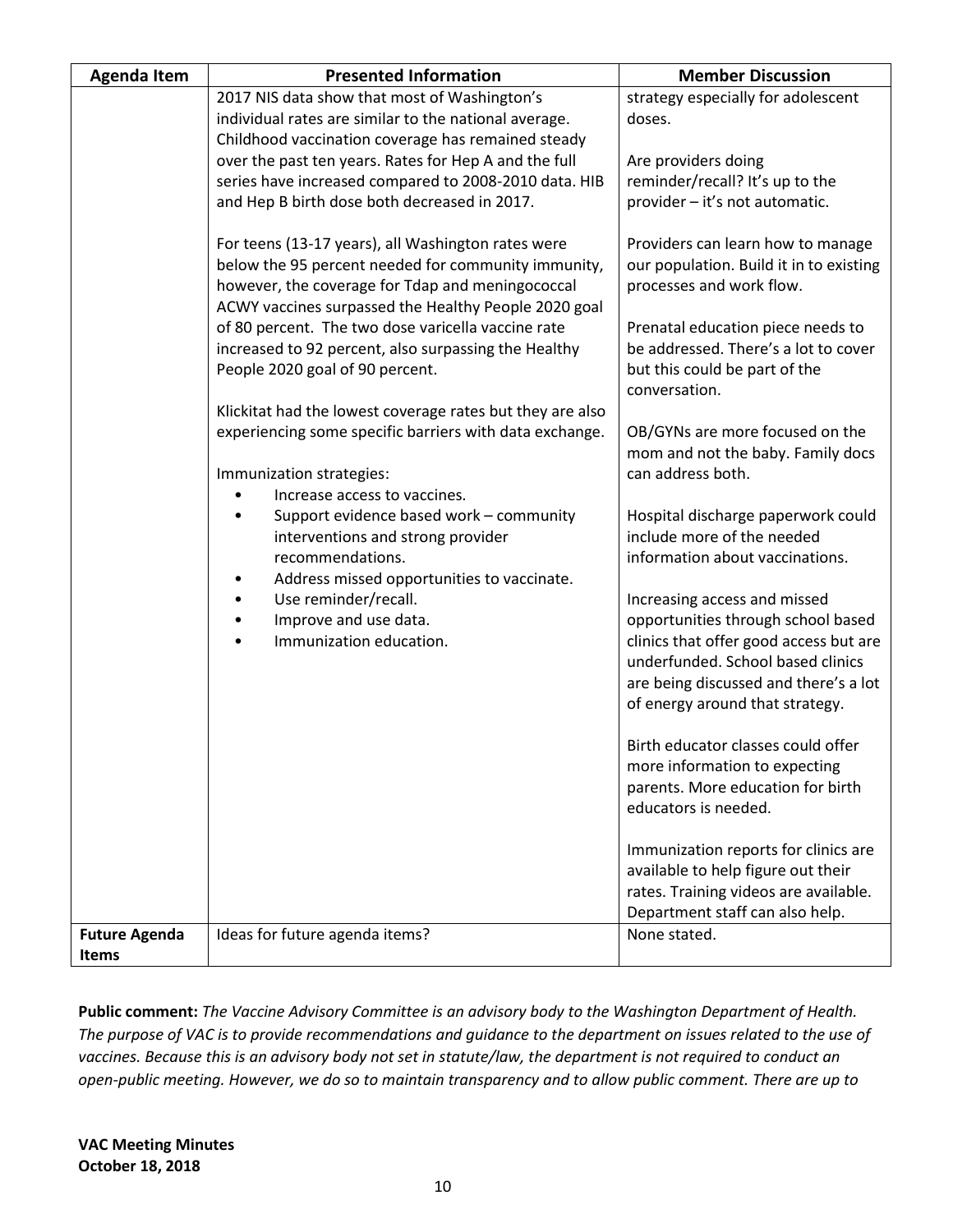| Agenda Item | Presented Information | Member Discussion |
|---|---|---|
| | 2017 NIS data show that most of Washington's individual rates are similar to the national average. Childhood vaccination coverage has remained steady over the past ten years. Rates for Hep A and the full series have increased compared to 2008-2010 data. HIB and Hep B birth dose both decreased in 2017.<br><br>For teens (13-17 years), all Washington rates were below the 95 percent needed for community immunity, however, the coverage for Tdap and meningococcal ACWY vaccines surpassed the Healthy People 2020 goal of 80 percent. The two dose varicella vaccine rate increased to 92 percent, also surpassing the Healthy People 2020 goal of 90 percent.<br><br>Klickitat had the lowest coverage rates but they are also experiencing some specific barriers with data exchange.<br><br>Immunization strategies:<br>• Increase access to vaccines.<br>• Support evidence based work – community interventions and strong provider recommendations.<br>• Address missed opportunities to vaccinate.<br>• Use reminder/recall.<br>• Improve and use data.<br>• Immunization education. | strategy especially for adolescent doses.<br><br>Are providers doing reminder/recall? It's up to the provider – it's not automatic.<br><br>Providers can learn how to manage our population. Build it in to existing processes and work flow.<br><br>Prenatal education piece needs to be addressed. There's a lot to cover but this could be part of the conversation.<br><br>OB/GYNs are more focused on the mom and not the baby. Family docs can address both.<br><br>Hospital discharge paperwork could include more of the needed information about vaccinations.<br><br>Increasing access and missed opportunities through school based clinics that offer good access but are underfunded. School based clinics are being discussed and there's a lot of energy around that strategy.<br><br>Birth educator classes could offer more information to expecting parents. More education for birth educators is needed.<br><br>Immunization reports for clinics are available to help figure out their rates. Training videos are available. Department staff can also help. |
| **Future Agenda Items** | Ideas for future agenda items? | None stated. |

**Public comment:** *The Vaccine Advisory Committee is an advisory body to the Washington Department of Health. The purpose of VAC is to provide recommendations and guidance to the department on issues related to the use of vaccines. Because this is an advisory body not set in statute/law, the department is not required to conduct an open-public meeting. However, we do so to maintain transparency and to allow public comment. There are up to*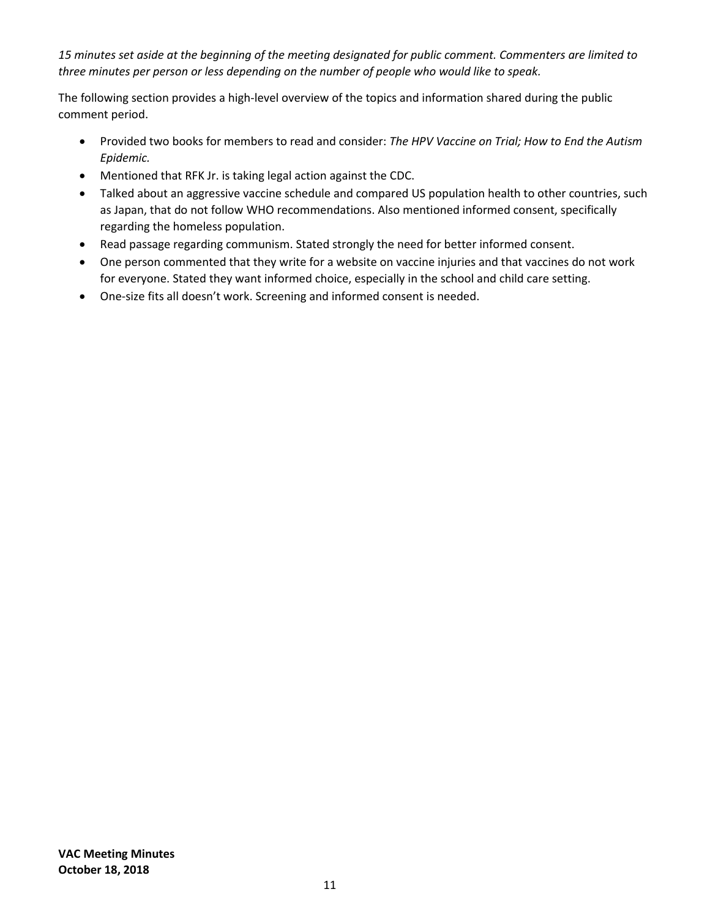*15 minutes set aside at the beginning of the meeting designated for public comment. Commenters are limited to three minutes per person or less depending on the number of people who would like to speak.*

The following section provides a high-level overview of the topics and information shared during the public comment period.

- Provided two books for members to read and consider: *The HPV Vaccine on Trial; How to End the Autism Epidemic.*
- Mentioned that RFK Jr. is taking legal action against the CDC.
- Talked about an aggressive vaccine schedule and compared US population health to other countries, such as Japan, that do not follow WHO recommendations. Also mentioned informed consent, specifically regarding the homeless population.
- Read passage regarding communism. Stated strongly the need for better informed consent.
- One person commented that they write for a website on vaccine injuries and that vaccines do not work for everyone. Stated they want informed choice, especially in the school and child care setting.
- One-size fits all doesn't work. Screening and informed consent is needed.